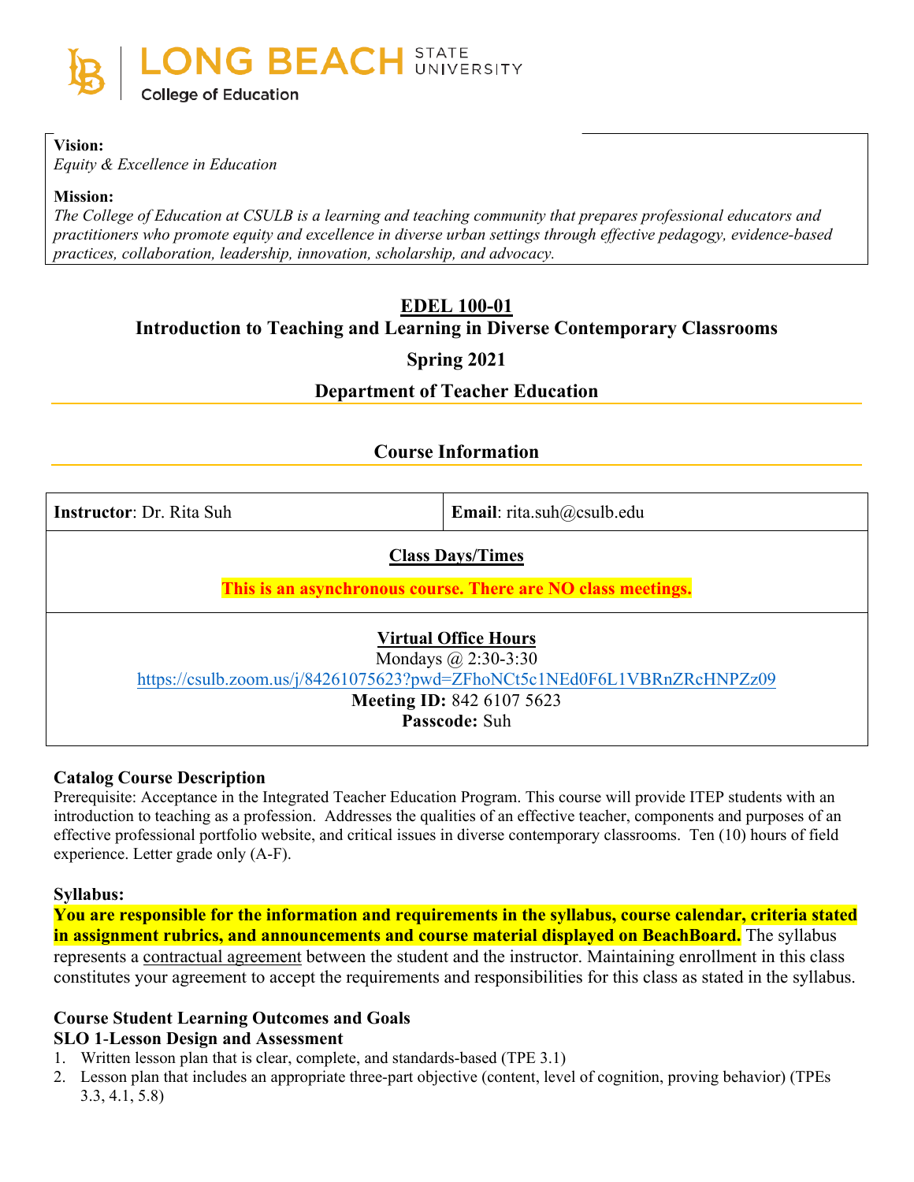LONG BEACH STATE UNIVERSITY
College of Education

**Vision:**
*Equity & Excellence in Education*

**Mission:**
*The College of Education at CSULB is a learning and teaching community that prepares professional educators and practitioners who promote equity and excellence in diverse urban settings through effective pedagogy, evidence-based practices, collaboration, leadership, innovation, scholarship, and advocacy.*

# EDEL 100-01
## Introduction to Teaching and Learning in Diverse Contemporary Classrooms
## Spring 2021
## Department of Teacher Education

## Course Information

| **Instructor**: Dr. Rita Suh | **Email**: rita.suh@csulb.edu |
|---|---|

**Class Days/Times**

**This is an asynchronous course. There are NO class meetings.**

**Virtual Office Hours**
Mondays @ 2:30-3:30
https://csulb.zoom.us/j/84261075623?pwd=ZFhoNCt5c1NEd0F6L1VBRnZRcHNPZz09
**Meeting ID:** 842 6107 5623
**Passcode:** Suh

### Catalog Course Description

Prerequisite: Acceptance in the Integrated Teacher Education Program. This course will provide ITEP students with an introduction to teaching as a profession. Addresses the qualities of an effective teacher, components and purposes of an effective professional portfolio website, and critical issues in diverse contemporary classrooms. Ten (10) hours of field experience. Letter grade only (A-F).

### Syllabus:

**You are responsible for the information and requirements in the syllabus, course calendar, criteria stated in assignment rubrics, and announcements and course material displayed on BeachBoard.** The syllabus represents a contractual agreement between the student and the instructor. Maintaining enrollment in this class constitutes your agreement to accept the requirements and responsibilities for this class as stated in the syllabus.

### Course Student Learning Outcomes and Goals

**SLO 1-Lesson Design and Assessment**

1. Written lesson plan that is clear, complete, and standards-based (TPE 3.1)
2. Lesson plan that includes an appropriate three-part objective (content, level of cognition, proving behavior) (TPEs 3.3, 4.1, 5.8)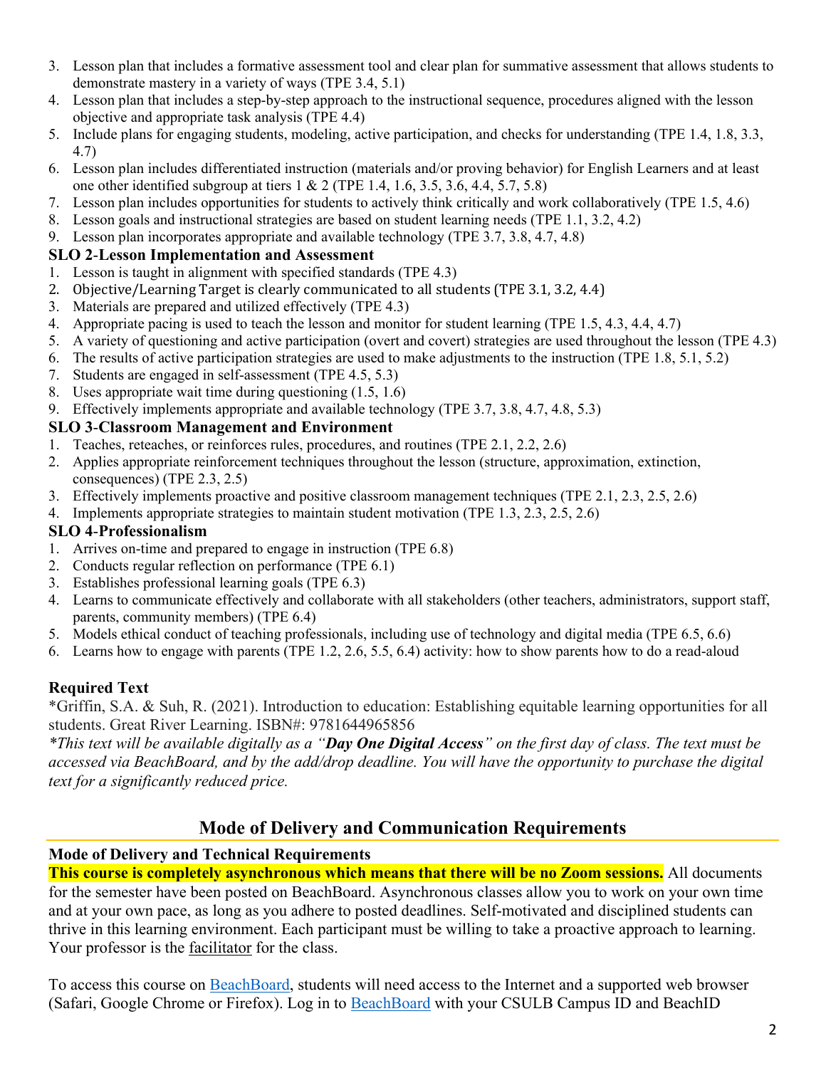3. Lesson plan that includes a formative assessment tool and clear plan for summative assessment that allows students to demonstrate mastery in a variety of ways (TPE 3.4, 5.1)
4. Lesson plan that includes a step-by-step approach to the instructional sequence, procedures aligned with the lesson objective and appropriate task analysis (TPE 4.4)
5. Include plans for engaging students, modeling, active participation, and checks for understanding (TPE 1.4, 1.8, 3.3, 4.7)
6. Lesson plan includes differentiated instruction (materials and/or proving behavior) for English Learners and at least one other identified subgroup at tiers 1 & 2 (TPE 1.4, 1.6, 3.5, 3.6, 4.4, 5.7, 5.8)
7. Lesson plan includes opportunities for students to actively think critically and work collaboratively (TPE 1.5, 4.6)
8. Lesson goals and instructional strategies are based on student learning needs (TPE 1.1, 3.2, 4.2)
9. Lesson plan incorporates appropriate and available technology (TPE 3.7, 3.8, 4.7, 4.8)

**SLO 2-Lesson Implementation and Assessment**

1. Lesson is taught in alignment with specified standards (TPE 4.3)
2. Objective/Learning Target is clearly communicated to all students (TPE 3.1, 3.2, 4.4)
3. Materials are prepared and utilized effectively (TPE 4.3)
4. Appropriate pacing is used to teach the lesson and monitor for student learning (TPE 1.5, 4.3, 4.4, 4.7)
5. A variety of questioning and active participation (overt and covert) strategies are used throughout the lesson (TPE 4.3)
6. The results of active participation strategies are used to make adjustments to the instruction (TPE 1.8, 5.1, 5.2)
7. Students are engaged in self-assessment (TPE 4.5, 5.3)
8. Uses appropriate wait time during questioning (1.5, 1.6)
9. Effectively implements appropriate and available technology (TPE 3.7, 3.8, 4.7, 4.8, 5.3)

**SLO 3-Classroom Management and Environment**

1. Teaches, reteaches, or reinforces rules, procedures, and routines (TPE 2.1, 2.2, 2.6)
2. Applies appropriate reinforcement techniques throughout the lesson (structure, approximation, extinction, consequences) (TPE 2.3, 2.5)
3. Effectively implements proactive and positive classroom management techniques (TPE 2.1, 2.3, 2.5, 2.6)
4. Implements appropriate strategies to maintain student motivation (TPE 1.3, 2.3, 2.5, 2.6)

**SLO 4-Professionalism**

1. Arrives on-time and prepared to engage in instruction (TPE 6.8)
2. Conducts regular reflection on performance (TPE 6.1)
3. Establishes professional learning goals (TPE 6.3)
4. Learns to communicate effectively and collaborate with all stakeholders (other teachers, administrators, support staff, parents, community members) (TPE 6.4)
5. Models ethical conduct of teaching professionals, including use of technology and digital media (TPE 6.5, 6.6)
6. Learns how to engage with parents (TPE 1.2, 2.6, 5.5, 6.4) activity: how to show parents how to do a read-aloud

**Required Text**

*Griffin, S.A. & Suh, R. (2021). Introduction to education: Establishing equitable learning opportunities for all students. Great River Learning. ISBN#: 9781644965856

*\*This text will be available digitally as a "**Day One Digital Access**" on the first day of class. The text must be accessed via BeachBoard, and by the add/drop deadline. You will have the opportunity to purchase the digital text for a significantly reduced price.*

## Mode of Delivery and Communication Requirements

**Mode of Delivery and Technical Requirements**

**This course is completely asynchronous which means that there will be no Zoom sessions.** All documents for the semester have been posted on BeachBoard. Asynchronous classes allow you to work on your own time and at your own pace, as long as you adhere to posted deadlines. Self-motivated and disciplined students can thrive in this learning environment. Each participant must be willing to take a proactive approach to learning. Your professor is the facilitator for the class.

To access this course on BeachBoard, students will need access to the Internet and a supported web browser (Safari, Google Chrome or Firefox). Log in to BeachBoard with your CSULB Campus ID and BeachID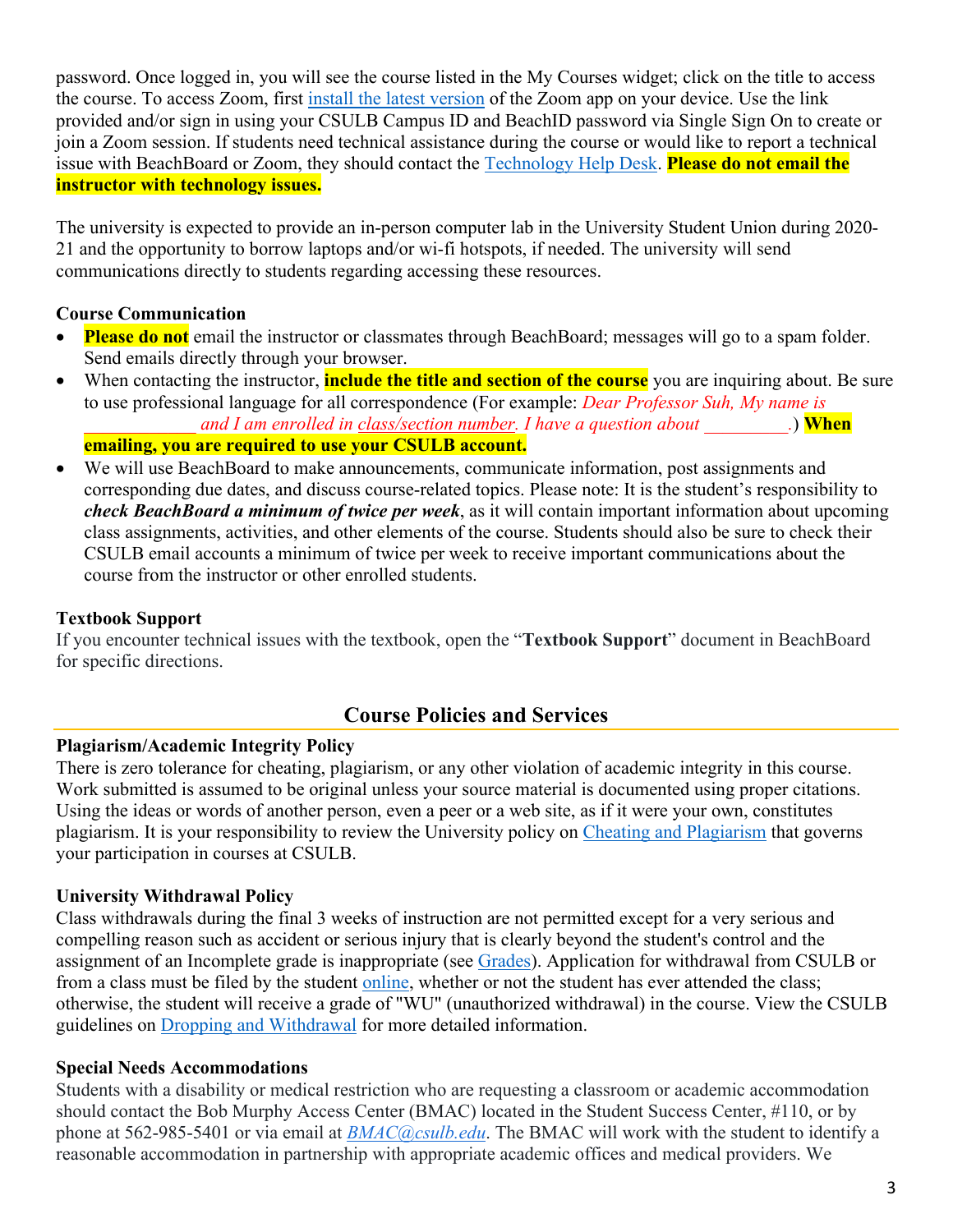password. Once logged in, you will see the course listed in the My Courses widget; click on the title to access the course. To access Zoom, first install the latest version of the Zoom app on your device. Use the link provided and/or sign in using your CSULB Campus ID and BeachID password via Single Sign On to create or join a Zoom session. If students need technical assistance during the course or would like to report a technical issue with BeachBoard or Zoom, they should contact the Technology Help Desk. **Please do not email the instructor with technology issues.**

The university is expected to provide an in-person computer lab in the University Student Union during 2020-21 and the opportunity to borrow laptops and/or wi-fi hotspots, if needed. The university will send communications directly to students regarding accessing these resources.

**Course Communication**

- **Please do not** email the instructor or classmates through BeachBoard; messages will go to a spam folder. Send emails directly through your browser.
- When contacting the instructor, **include the title and section of the course** you are inquiring about. Be sure to use professional language for all correspondence (For example: *Dear Professor Suh, My name is ____________ and I am enrolled in class/section number. I have a question about _________.*) **When emailing, you are required to use your CSULB account.**
- We will use BeachBoard to make announcements, communicate information, post assignments and corresponding due dates, and discuss course-related topics. Please note: It is the student's responsibility to ***check BeachBoard a minimum of twice per week***, as it will contain important information about upcoming class assignments, activities, and other elements of the course. Students should also be sure to check their CSULB email accounts a minimum of twice per week to receive important communications about the course from the instructor or other enrolled students.

**Textbook Support**

If you encounter technical issues with the textbook, open the "**Textbook Support**" document in BeachBoard for specific directions.

## Course Policies and Services

**Plagiarism/Academic Integrity Policy**

There is zero tolerance for cheating, plagiarism, or any other violation of academic integrity in this course. Work submitted is assumed to be original unless your source material is documented using proper citations. Using the ideas or words of another person, even a peer or a web site, as if it were your own, constitutes plagiarism. It is your responsibility to review the University policy on Cheating and Plagiarism that governs your participation in courses at CSULB.

**University Withdrawal Policy**

Class withdrawals during the final 3 weeks of instruction are not permitted except for a very serious and compelling reason such as accident or serious injury that is clearly beyond the student's control and the assignment of an Incomplete grade is inappropriate (see Grades). Application for withdrawal from CSULB or from a class must be filed by the student online, whether or not the student has ever attended the class; otherwise, the student will receive a grade of "WU" (unauthorized withdrawal) in the course. View the CSULB guidelines on Dropping and Withdrawal for more detailed information.

**Special Needs Accommodations**

Students with a disability or medical restriction who are requesting a classroom or academic accommodation should contact the Bob Murphy Access Center (BMAC) located in the Student Success Center, #110, or by phone at 562-985-5401 or via email at *BMAC@csulb.edu*. The BMAC will work with the student to identify a reasonable accommodation in partnership with appropriate academic offices and medical providers. We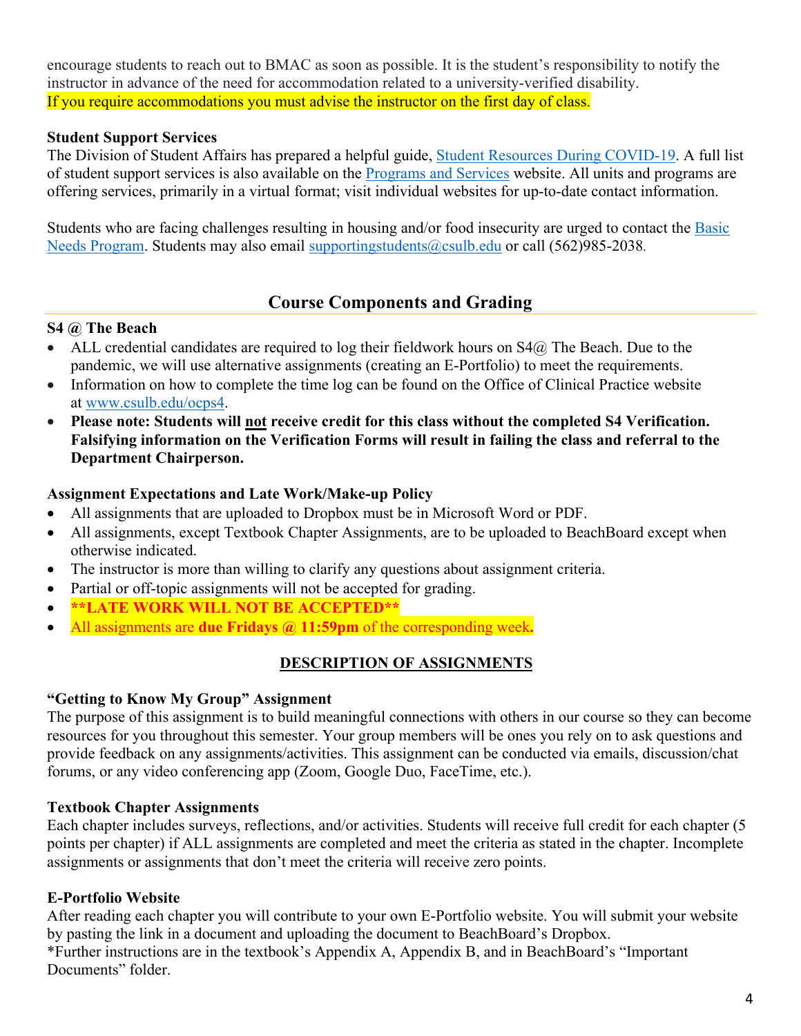encourage students to reach out to BMAC as soon as possible. It is the student's responsibility to notify the instructor in advance of the need for accommodation related to a university-verified disability.
If you require accommodations you must advise the instructor on the first day of class.

**Student Support Services**
The Division of Student Affairs has prepared a helpful guide, Student Resources During COVID-19. A full list of student support services is also available on the Programs and Services website. All units and programs are offering services, primarily in a virtual format; visit individual websites for up-to-date contact information.

Students who are facing challenges resulting in housing and/or food insecurity are urged to contact the Basic Needs Program. Students may also email supportingstudents@csulb.edu or call (562)985-2038.

## Course Components and Grading

**S4 @ The Beach**

- ALL credential candidates are required to log their fieldwork hours on S4@ The Beach. Due to the pandemic, we will use alternative assignments (creating an E-Portfolio) to meet the requirements.
- Information on how to complete the time log can be found on the Office of Clinical Practice website at www.csulb.edu/ocps4.
- **Please note: Students will <u>not</u> receive credit for this class without the completed S4 Verification. Falsifying information on the Verification Forms will result in failing the class and referral to the Department Chairperson.**

**Assignment Expectations and Late Work/Make-up Policy**

- All assignments that are uploaded to Dropbox must be in Microsoft Word or PDF.
- All assignments, except Textbook Chapter Assignments, are to be uploaded to BeachBoard except when otherwise indicated.
- The instructor is more than willing to clarify any questions about assignment criteria.
- Partial or off-topic assignments will not be accepted for grading.
- **\*\*LATE WORK WILL NOT BE ACCEPTED\*\***
- All assignments are **due Fridays @ 11:59pm** of the corresponding week**.**

### <u>DESCRIPTION OF ASSIGNMENTS</u>

**"Getting to Know My Group" Assignment**
The purpose of this assignment is to build meaningful connections with others in our course so they can become resources for you throughout this semester. Your group members will be ones you rely on to ask questions and provide feedback on any assignments/activities. This assignment can be conducted via emails, discussion/chat forums, or any video conferencing app (Zoom, Google Duo, FaceTime, etc.).

**Textbook Chapter Assignments**
Each chapter includes surveys, reflections, and/or activities. Students will receive full credit for each chapter (5 points per chapter) if ALL assignments are completed and meet the criteria as stated in the chapter. Incomplete assignments or assignments that don't meet the criteria will receive zero points.

**E-Portfolio Website**
After reading each chapter you will contribute to your own E-Portfolio website. You will submit your website by pasting the link in a document and uploading the document to BeachBoard's Dropbox.
*Further instructions are in the textbook's Appendix A, Appendix B, and in BeachBoard's "Important Documents" folder.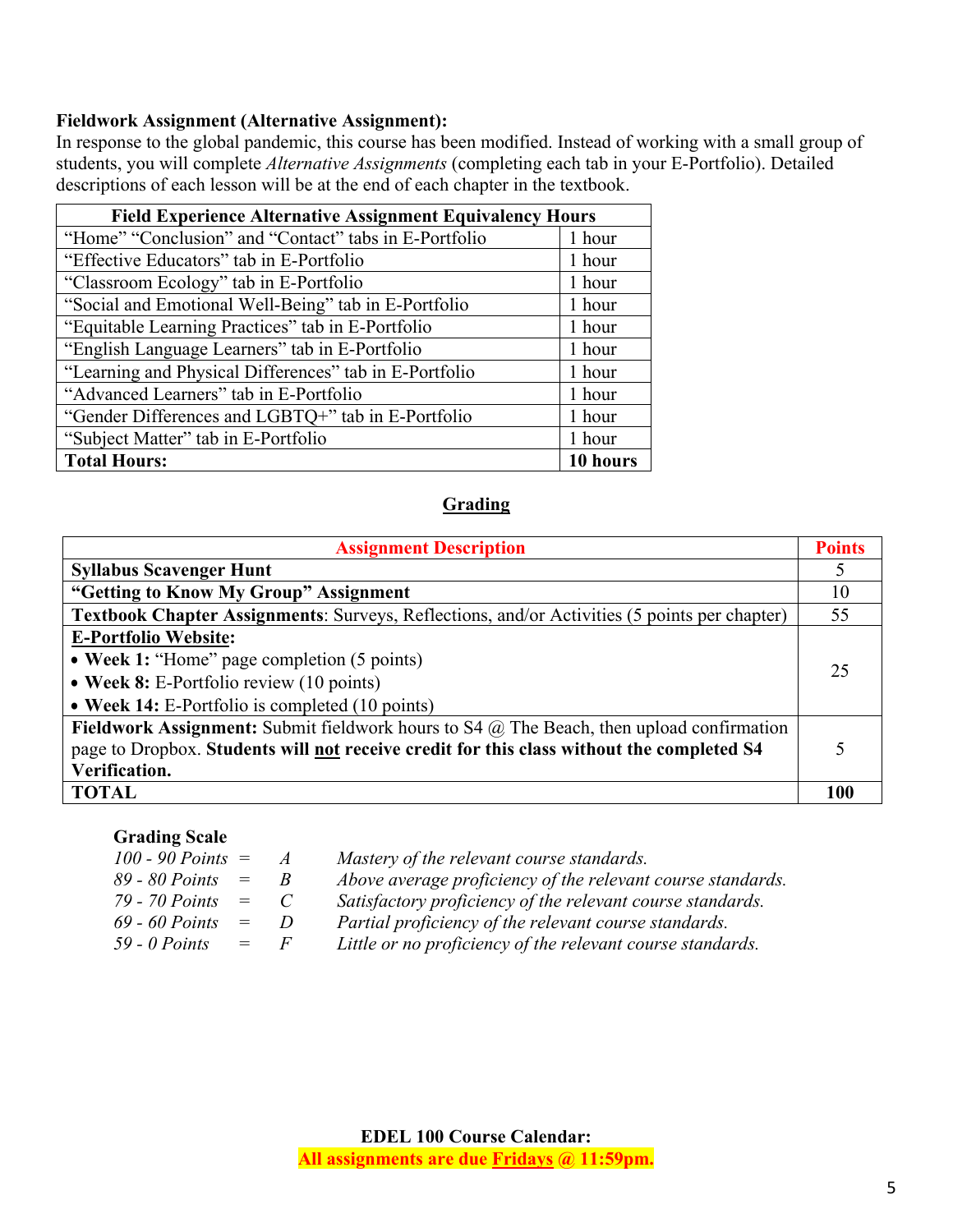**Fieldwork Assignment (Alternative Assignment):**
In response to the global pandemic, this course has been modified. Instead of working with a small group of students, you will complete *Alternative Assignments* (completing each tab in your E-Portfolio). Detailed descriptions of each lesson will be at the end of each chapter in the textbook.

| Field Experience Alternative Assignment Equivalency Hours | |
|---|---|
| "Home" "Conclusion" and "Contact" tabs in E-Portfolio | 1 hour |
| "Effective Educators" tab in E-Portfolio | 1 hour |
| "Classroom Ecology" tab in E-Portfolio | 1 hour |
| "Social and Emotional Well-Being" tab in E-Portfolio | 1 hour |
| "Equitable Learning Practices" tab in E-Portfolio | 1 hour |
| "English Language Learners" tab in E-Portfolio | 1 hour |
| "Learning and Physical Differences" tab in E-Portfolio | 1 hour |
| "Advanced Learners" tab in E-Portfolio | 1 hour |
| "Gender Differences and LGBTQ+" tab in E-Portfolio | 1 hour |
| "Subject Matter" tab in E-Portfolio | 1 hour |
| **Total Hours:** | **10 hours** |

## Grading

| Assignment Description | Points |
|---|---|
| **Syllabus Scavenger Hunt** | 5 |
| **"Getting to Know My Group" Assignment** | 10 |
| **Textbook Chapter Assignments**: Surveys, Reflections, and/or Activities (5 points per chapter) | 55 |
| **E-Portfolio Website:**<br>• **Week 1:** "Home" page completion (5 points)<br>• **Week 8:** E-Portfolio review (10 points)<br>• **Week 14:** E-Portfolio is completed (10 points) | 25 |
| **Fieldwork Assignment:** Submit fieldwork hours to S4 @ The Beach, then upload confirmation page to Dropbox. **Students will not receive credit for this class without the completed S4 Verification.** | 5 |
| **TOTAL** | **100** |

**Grading Scale**

| | | | |
|---|---|---|---|
| *100 - 90 Points* | = | *A* | *Mastery of the relevant course standards.* |
| *89 - 80 Points* | = | *B* | *Above average proficiency of the relevant course standards.* |
| *79 - 70 Points* | = | *C* | *Satisfactory proficiency of the relevant course standards.* |
| *69 - 60 Points* | = | *D* | *Partial proficiency of the relevant course standards.* |
| *59 - 0 Points* | = | *F* | *Little or no proficiency of the relevant course standards.* |

**EDEL 100 Course Calendar:**
**All assignments are due Fridays @ 11:59pm.**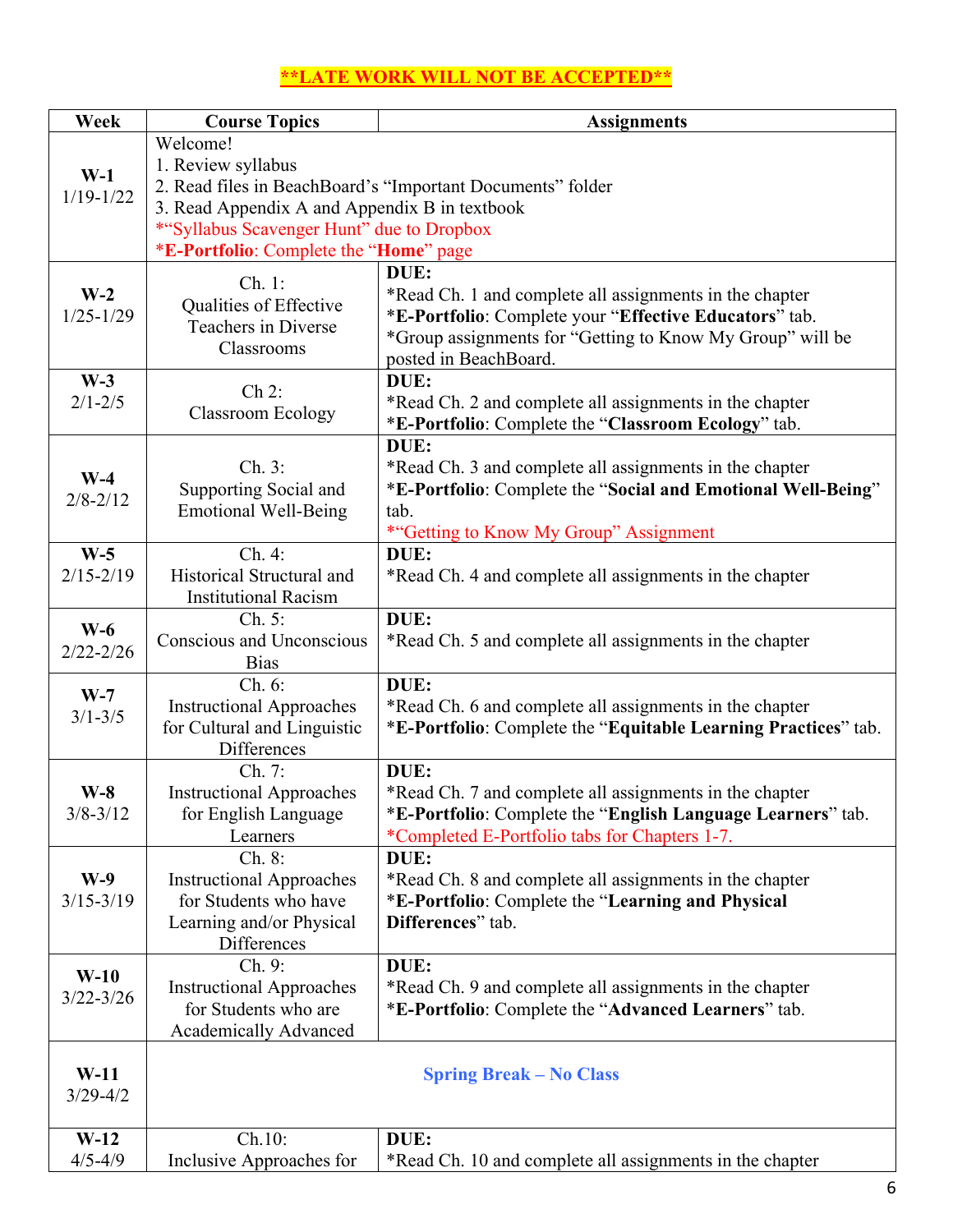**\*\*LATE WORK WILL NOT BE ACCEPTED\*\***

| Week | Course Topics | Assignments |
|---|---|---|
| **W-1** 1/19-1/22 | Welcome!<br>1. Review syllabus<br>2. Read files in BeachBoard's "Important Documents" folder<br>3. Read Appendix A and Appendix B in textbook<br>*"Syllabus Scavenger Hunt" due to Dropbox<br>***E-Portfolio**: Complete the "**Home**" page | |
| **W-2** 1/25-1/29 | Ch. 1: Qualities of Effective Teachers in Diverse Classrooms | **DUE:**<br>*Read Ch. 1 and complete all assignments in the chapter<br>***E-Portfolio**: Complete your "**Effective Educators**" tab.<br>*Group assignments for "Getting to Know My Group" will be posted in BeachBoard. |
| **W-3** 2/1-2/5 | Ch 2: Classroom Ecology | **DUE:**<br>*Read Ch. 2 and complete all assignments in the chapter<br>***E-Portfolio**: Complete the "**Classroom Ecology**" tab. |
| **W-4** 2/8-2/12 | Ch. 3: Supporting Social and Emotional Well-Being | **DUE:**<br>*Read Ch. 3 and complete all assignments in the chapter<br>***E-Portfolio**: Complete the "**Social and Emotional Well-Being**" tab.<br>*"Getting to Know My Group" Assignment |
| **W-5** 2/15-2/19 | Ch. 4: Historical Structural and Institutional Racism | **DUE:**<br>*Read Ch. 4 and complete all assignments in the chapter |
| **W-6** 2/22-2/26 | Ch. 5: Conscious and Unconscious Bias | **DUE:**<br>*Read Ch. 5 and complete all assignments in the chapter |
| **W-7** 3/1-3/5 | Ch. 6: Instructional Approaches for Cultural and Linguistic Differences | **DUE:**<br>*Read Ch. 6 and complete all assignments in the chapter<br>***E-Portfolio**: Complete the "**Equitable Learning Practices**" tab. |
| **W-8** 3/8-3/12 | Ch. 7: Instructional Approaches for English Language Learners | **DUE:**<br>*Read Ch. 7 and complete all assignments in the chapter<br>***E-Portfolio**: Complete the "**English Language Learners**" tab.<br>*Completed E-Portfolio tabs for Chapters 1-7. |
| **W-9** 3/15-3/19 | Ch. 8: Instructional Approaches for Students who have Learning and/or Physical Differences | **DUE:**<br>*Read Ch. 8 and complete all assignments in the chapter<br>***E-Portfolio**: Complete the "**Learning and Physical Differences**" tab. |
| **W-10** 3/22-3/26 | Ch. 9: Instructional Approaches for Students who are Academically Advanced | **DUE:**<br>*Read Ch. 9 and complete all assignments in the chapter<br>***E-Portfolio**: Complete the "**Advanced Learners**" tab. |
| **W-11** 3/29-4/2 | **Spring Break – No Class** | |
| **W-12** 4/5-4/9 | Ch.10: Inclusive Approaches for | **DUE:**<br>*Read Ch. 10 and complete all assignments in the chapter |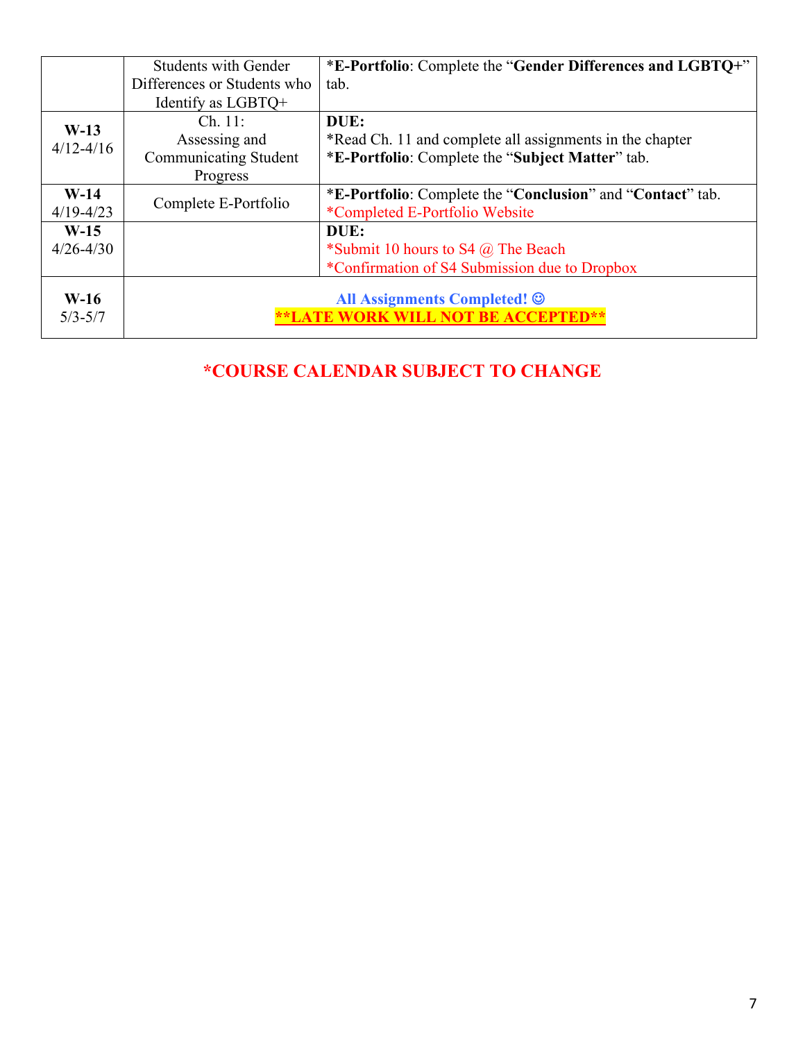| | | |
|---|---|---|
| | Students with Gender Differences or Students who Identify as LGBTQ+ | ***E-Portfolio**: Complete the "**Gender Differences and LGBTQ+**" tab. |
| **W-13** 4/12-4/16 | Ch. 11: Assessing and Communicating Student Progress | **DUE:** *Read Ch. 11 and complete all assignments in the chapter *__E-Portfolio__: Complete the "**Subject Matter**" tab. |
| **W-14** 4/19-4/23 | Complete E-Portfolio | ***E-Portfolio**: Complete the "**Conclusion**" and "**Contact**" tab. *Completed E-Portfolio Website |
| **W-15** 4/26-4/30 | | **DUE:** *Submit 10 hours to S4 @ The Beach *Confirmation of S4 Submission due to Dropbox |
| **W-16** 5/3-5/7 | **All Assignments Completed! ☺** **\*\*LATE WORK WILL NOT BE ACCEPTED\*\*** | |

## *COURSE CALENDAR SUBJECT TO CHANGE